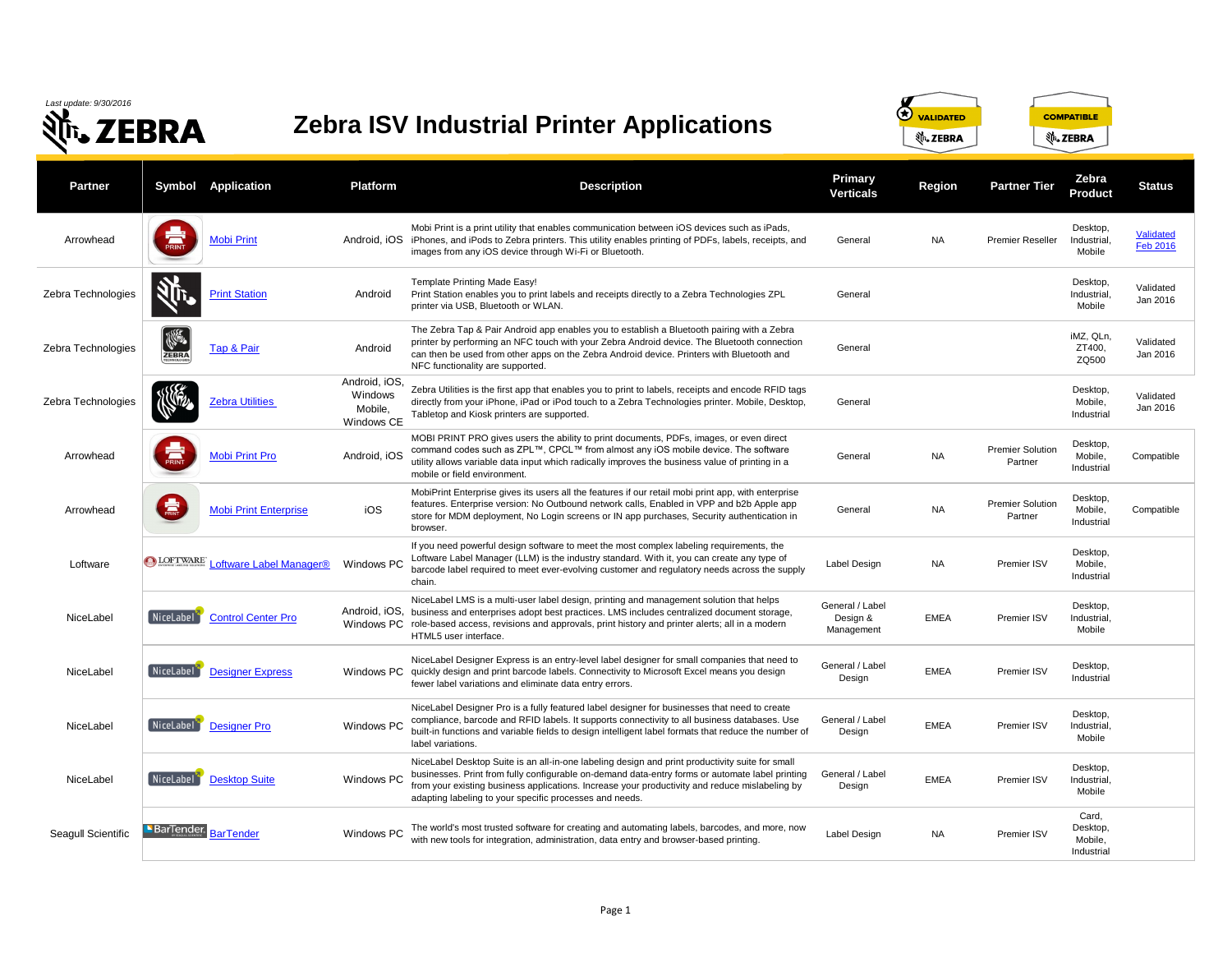*Last update: 9/30/2016*

# Zebra ISV Industrial Printer Applications

VALIDATED ZEBRA | COMPATIBLE ZEBRA

| Partner | Symbol | Application | Platform | Description | Primary Verticals | Region | Partner Tier | Zebra Product | Status |
|---|---|---|---|---|---|---|---|---|---|
| Arrowhead | | Mobi Print | Android, iOS | Mobi Print is a print utility that enables communication between iOS devices such as iPads, iPhones, and iPods to Zebra printers. This utility enables printing of PDFs, labels, receipts, and images from any iOS device through Wi-Fi or Bluetooth. | General | NA | Premier Reseller | Desktop, Industrial, Mobile | Validated Feb 2016 |
| Zebra Technologies | | Print Station | Android | Template Printing Made Easy! Print Station enables you to print labels and receipts directly to a Zebra Technologies ZPL printer via USB, Bluetooth or WLAN. | General | | | Desktop, Industrial, Mobile | Validated Jan 2016 |
| Zebra Technologies | | Tap & Pair | Android | The Zebra Tap & Pair Android app enables you to establish a Bluetooth pairing with a Zebra printer by performing an NFC touch with your Zebra Android device. The Bluetooth connection can then be used from other apps on the Zebra Android device. Printers with Bluetooth and NFC functionality are supported. | General | | | iMZ, QLn, ZT400, ZQ500 | Validated Jan 2016 |
| Zebra Technologies | | Zebra Utilities | Android, iOS, Windows Mobile, Windows CE | Zebra Utilities is the first app that enables you to print to labels, receipts and encode RFID tags directly from your iPhone, iPad or iPod touch to a Zebra Technologies printer. Mobile, Desktop, Tabletop and Kiosk printers are supported. | General | | | Desktop, Mobile, Industrial | Validated Jan 2016 |
| Arrowhead | | Mobi Print Pro | Android, iOS | MOBI PRINT PRO gives users the ability to print documents, PDFs, images, or even direct command codes such as ZPL™, CPCL™ from almost any iOS mobile device. The software utility allows variable data input which radically improves the business value of printing in a mobile or field environment. | General | NA | Premier Solution Partner | Desktop, Mobile, Industrial | Compatible |
| Arrowhead | | Mobi Print Enterprise | iOS | MobiPrint Enterprise gives its users all the features if our retail mobi print app, with enterprise features. Enterprise version: No Outbound network calls, Enabled in VPP and b2b Apple app store for MDM deployment, No Login screens or IN app purchases, Security authentication in browser. | General | NA | Premier Solution Partner | Desktop, Mobile, Industrial | Compatible |
| Loftware | LOFTWARE | Loftware Label Manager® | Windows PC | If you need powerful design software to meet the most complex labeling requirements, the Loftware Label Manager (LLM) is the industry standard. With it, you can create any type of barcode label required to meet ever-evolving customer and regulatory needs across the supply chain. | Label Design | NA | Premier ISV | Desktop, Mobile, Industrial | |
| NiceLabel | NiceLabel | Control Center Pro | Android, iOS, Windows PC | NiceLabel LMS is a multi-user label design, printing and management solution that helps business and enterprises adopt best practices. LMS includes centralized document storage, role-based access, revisions and approvals, print history and printer alerts; all in a modern HTML5 user interface. | General / Label Design & Management | EMEA | Premier ISV | Desktop, Industrial, Mobile | |
| NiceLabel | NiceLabel | Designer Express | Windows PC | NiceLabel Designer Express is an entry-level label designer for small companies that need to quickly design and print barcode labels. Connectivity to Microsoft Excel means you design fewer label variations and eliminate data entry errors. | General / Label Design | EMEA | Premier ISV | Desktop, Industrial | |
| NiceLabel | NiceLabel | Designer Pro | Windows PC | NiceLabel Designer Pro is a fully featured label designer for businesses that need to create compliance, barcode and RFID labels. It supports connectivity to all business databases. Use built-in functions and variable fields to design intelligent label formats that reduce the number of label variations. | General / Label Design | EMEA | Premier ISV | Desktop, Industrial, Mobile | |
| NiceLabel | NiceLabel | Desktop Suite | Windows PC | NiceLabel Desktop Suite is an all-in-one labeling design and print productivity suite for small businesses. Print from fully configurable on-demand data-entry forms or automate label printing from your existing business applications. Increase your productivity and reduce mislabeling by adapting labeling to your specific processes and needs. | General / Label Design | EMEA | Premier ISV | Desktop, Industrial, Mobile | |
| Seagull Scientific | BarTender | BarTender | Windows PC | The world's most trusted software for creating and automating labels, barcodes, and more, now with new tools for integration, administration, data entry and browser-based printing. | Label Design | NA | Premier ISV | Card, Desktop, Mobile, Industrial | |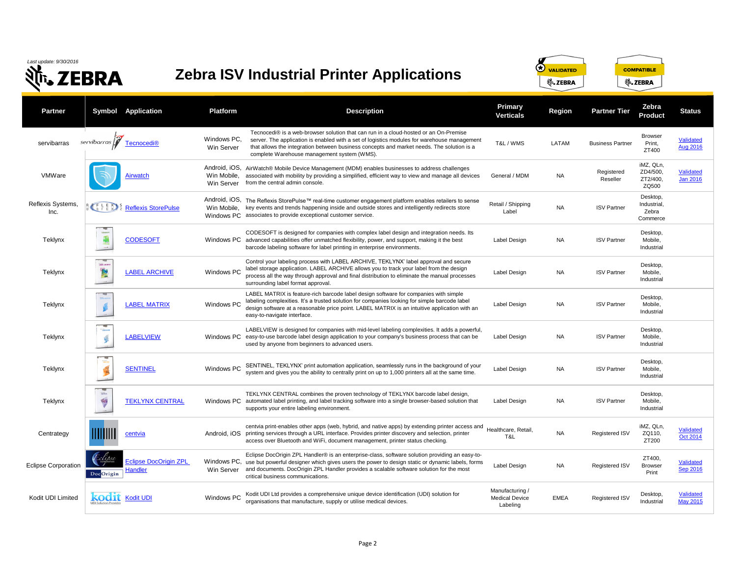*Last update: 9/30/2016*

# Zebra ISV Industrial Printer Applications

| Partner | Symbol | Application | Platform | Description | Primary Verticals | Region | Partner Tier | Zebra Product | Status |
|---|---|---|---|---|---|---|---|---|---|
| servibarras | | Tecnocedi® | Windows PC, Win Server | Tecnocedi® is a web-browser solution that can run in a cloud-hosted or an On-Premise server. The application is enabled with a set of logistics modules for warehouse management that allows the integration between business concepts and market needs. The solution is a complete Warehouse management system (WMS). | T&L / WMS | LATAM | Business Partner | Browser Print, ZT400 | Validated Aug 2016 |
| VMWare | | Airwatch | Android, iOS, Win Mobile, Win Server | AirWatch® Mobile Device Management (MDM) enables businesses to address challenges associated with mobility by providing a simplified, efficient way to view and manage all devices from the central admin console. | General / MDM | NA | Registered Reseller | iMZ, QLn, ZD4/500, ZT2/400, ZQ500 | Validated Jan 2016 |
| Reflexis Systems, Inc. | | Reflexis StorePulse | Android, iOS, Win Mobile, Windows PC | The Reflexis StorePulse™ real-time customer engagement platform enables retailers to sense key events and trends happening inside and outside stores and intelligently redirects store associates to provide exceptional customer service. | Retail / Shipping Label | NA | ISV Partner | Desktop, Industrial, Zebra Commerce | |
| Teklynx | | CODESOFT | Windows PC | CODESOFT is designed for companies with complex label design and integration needs. Its advanced capabilities offer unmatched flexibility, power, and support, making it the best barcode labeling software for label printing in enterprise environments. | Label Design | NA | ISV Partner | Desktop, Mobile, Industrial | |
| Teklynx | | LABEL ARCHIVE | Windows PC | Control your labeling process with LABEL ARCHIVE, TEKLYNX' label approval and secure label storage application. LABEL ARCHIVE allows you to track your label from the design process all the way through approval and final distribution to eliminate the manual processes surrounding label format approval. | Label Design | NA | ISV Partner | Desktop, Mobile, Industrial | |
| Teklynx | | LABEL MATRIX | Windows PC | LABEL MATRIX is feature-rich barcode label design software for companies with simple labeling complexities. It's a trusted solution for companies looking for simple barcode label design software at a reasonable price point. LABEL MATRIX is an intuitive application with an easy-to-navigate interface. | Label Design | NA | ISV Partner | Desktop, Mobile, Industrial | |
| Teklynx | | LABELVIEW | Windows PC | LABELVIEW is designed for companies with mid-level labeling complexities. It adds a powerful, easy-to-use barcode label design application to your company's business process that can be used by anyone from beginners to advanced users. | Label Design | NA | ISV Partner | Desktop, Mobile, Industrial | |
| Teklynx | | SENTINEL | Windows PC | SENTINEL, TEKLYNX' print automation application, seamlessly runs in the background of your system and gives you the ability to centrally print on up to 1,000 printers all at the same time. | Label Design | NA | ISV Partner | Desktop, Mobile, Industrial | |
| Teklynx | | TEKLYNX CENTRAL | Windows PC | TEKLYNX CENTRAL combines the proven technology of TEKLYNX barcode label design, automated label printing, and label tracking software into a single browser-based solution that supports your entire labeling environment. | Label Design | NA | ISV Partner | Desktop, Mobile, Industrial | |
| Centrategy | | centvia | Android, iOS | centvia print-enables other apps (web, hybrid, and native apps) by extending printer access and printing services through a URL interface. Provides printer discovery and selection, printer access over Bluetooth and WiFi, document management, printer status checking. | Healthcare, Retail, T&L | NA | Registered ISV | iMZ, QLn, ZQ110, ZT200 | Validated Oct 2014 |
| Eclipse Corporation | | Eclipse DocOrigin ZPL Handler | Windows PC, Win Server | Eclipse DocOrigin ZPL Handler® is an enterprise-class, software solution providing an easy-to-use but powerful designer which gives users the power to design static or dynamic labels, forms and documents. DocOrigin ZPL Handler provides a scalable software solution for the most critical business communications. | Label Design | NA | Registered ISV | ZT400, Browser Print | Validated Sep 2016 |
| Kodit UDI Limited | | Kodit UDI | Windows PC | Kodit UDI Ltd provides a comprehensive unique device identification (UDI) solution for organisations that manufacture, supply or utilise medical devices. | Manufacturing / Medical Device Labeling | EMEA | Registered ISV | Desktop, Industrial | Validated May 2015 |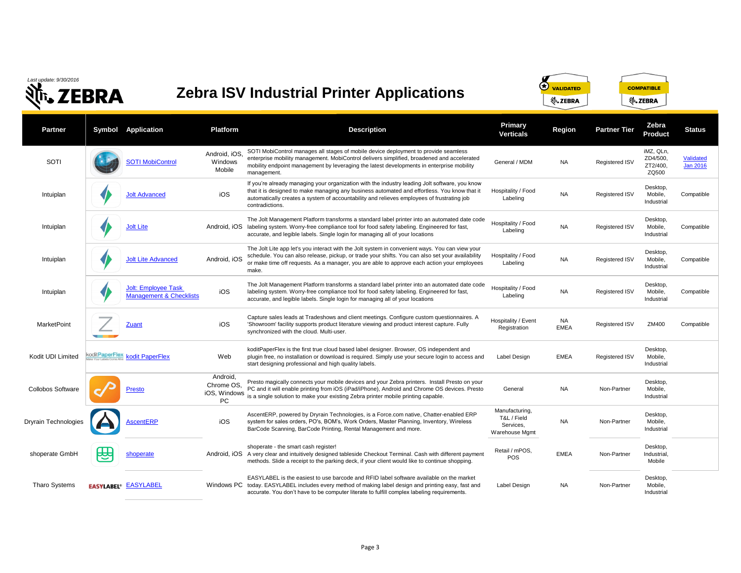*Last update: 9/30/2016*

# Zebra ISV Industrial Printer Applications

| Partner | Symbol | Application | Platform | Description | Primary Verticals | Region | Partner Tier | Zebra Product | Status |
|---|---|---|---|---|---|---|---|---|---|
| SOTI | | SOTI MobiControl | Android, iOS, Windows Mobile | SOTI MobiControl manages all stages of mobile device deployment to provide seamless enterprise mobility management. MobiControl delivers simplified, broadened and accelerated mobility endpoint management by leveraging the latest developments in enterprise mobility management. | General / MDM | NA | Registered ISV | iMZ, QLn, ZD4/500, ZT2/400, ZQ500 | Validated Jan 2016 |
| Intuiplan | | Jolt Advanced | iOS | If you're already managing your organization with the industry leading Jolt software, you know that it is designed to make managing any business automated and effortless. You know that it automatically creates a system of accountability and relieves employees of frustrating job contradictions. | Hospitality / Food Labeling | NA | Registered ISV | Desktop, Mobile, Industrial | Compatible |
| Intuiplan | | Jolt Lite | Android, iOS | The Jolt Management Platform transforms a standard label printer into an automated date code labeling system. Worry-free compliance tool for food safety labeling. Engineered for fast, accurate, and legible labels. Single login for managing all of your locations | Hospitality / Food Labeling | NA | Registered ISV | Desktop, Mobile, Industrial | Compatible |
| Intuiplan | | Jolt Lite Advanced | Android, iOS | The Jolt Lite app let's you interact with the Jolt system in convenient ways. You can view your schedule. You can also release, pickup, or trade your shifts. You can also set your availability or make time off requests. As a manager, you are able to approve each action your employees make. | Hospitality / Food Labeling | NA | Registered ISV | Desktop, Mobile, Industrial | Compatible |
| Intuiplan | | Jolt: Employee Task Management & Checklists | iOS | The Jolt Management Platform transforms a standard label printer into an automated date code labeling system. Worry-free compliance tool for food safety labeling. Engineered for fast, accurate, and legible labels. Single login for managing all of your locations | Hospitality / Food Labeling | NA | Registered ISV | Desktop, Mobile, Industrial | Compatible |
| MarketPoint | | Zuant | iOS | Capture sales leads at Tradeshows and client meetings. Configure custom questionnaires. A 'Showroom' facility supports product literature viewing and product interest capture. Fully synchronized with the cloud. Multi-user. | Hospitality / Event Registration | NA EMEA | Registered ISV | ZM400 | Compatible |
| Kodit UDI Limited | koditPaperFlex | kodit PaperFlex | Web | koditPaperFlex is the first true cloud based label designer. Browser, OS independent and plugin free, no installation or download is required. Simply use your secure login to access and start designing professional and high quality labels. | Label Design | EMEA | Registered ISV | Desktop, Mobile, Industrial | |
| Collobos Software | | Presto | Android, Chrome OS, iOS, Windows PC | Presto magically connects your mobile devices and your Zebra printers. Install Presto on your PC and it will enable printing from iOS (iPad/iPhone), Android and Chrome OS devices. Presto is a single solution to make your existing Zebra printer mobile printing capable. | General | NA | Non-Partner | Desktop, Mobile, Industrial | |
| Dryrain Technologies | | AscentERP | iOS | AscentERP, powered by Dryrain Technologies, is a Force.com native, Chatter-enabled ERP system for sales orders, PO's, BOM's, Work Orders, Master Planning, Inventory, Wireless BarCode Scanning, BarCode Printing, Rental Management and more. | Manufacturing, T&L / Field Services, Warehouse Mgmt | NA | Non-Partner | Desktop, Mobile, Industrial | |
| shoperate GmbH | | shoperate | Android, iOS | shoperate - the smart cash register! A very clear and intuitively designed tableside Checkout Terminal. Cash with different payment methods. Slide a receipt to the parking deck, if your client would like to continue shopping. | Retail / mPOS, POS | EMEA | Non-Partner | Desktop, Industrial, Mobile | |
| Tharo Systems | EASYLABEL | EASYLABEL | Windows PC | EASYLABEL is the easiest to use barcode and RFID label software available on the market today. EASYLABEL includes every method of making label design and printing easy, fast and accurate. You don't have to be computer literate to fulfill complex labeling requirements. | Label Design | NA | Non-Partner | Desktop, Mobile, Industrial | |